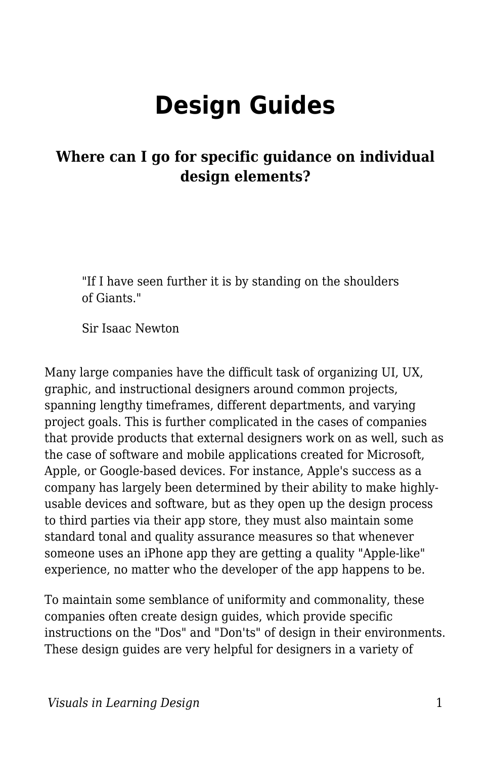# Design Guides

### Where can I go for specific guidance on individual design elements?

> "If I have seen further it is by standing on the shoulders of Giants."
>
> Sir Isaac Newton

Many large companies have the difficult task of organizing UI, UX, graphic, and instructional designers around common projects, spanning lengthy timeframes, different departments, and varying project goals. This is further complicated in the cases of companies that provide products that external designers work on as well, such as the case of software and mobile applications created for Microsoft, Apple, or Google-based devices. For instance, Apple's success as a company has largely been determined by their ability to make highly-usable devices and software, but as they open up the design process to third parties via their app store, they must also maintain some standard tonal and quality assurance measures so that whenever someone uses an iPhone app they are getting a quality "Apple-like" experience, no matter who the developer of the app happens to be.

To maintain some semblance of uniformity and commonality, these companies often create design guides, which provide specific instructions on the "Dos" and "Don'ts" of design in their environments. These design guides are very helpful for designers in a variety of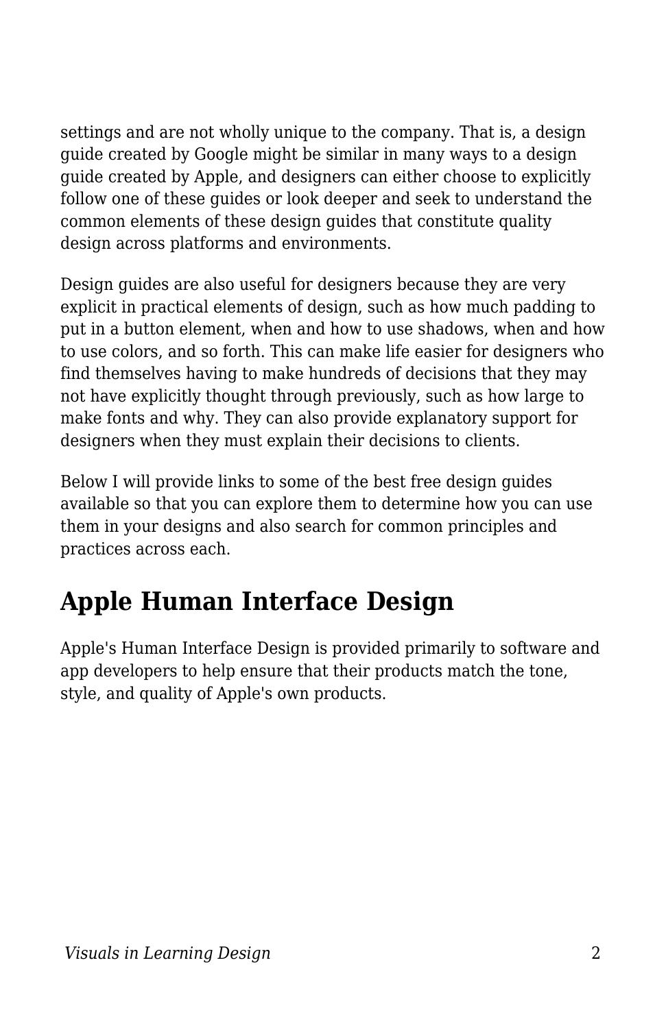settings and are not wholly unique to the company. That is, a design guide created by Google might be similar in many ways to a design guide created by Apple, and designers can either choose to explicitly follow one of these guides or look deeper and seek to understand the common elements of these design guides that constitute quality design across platforms and environments.

Design guides are also useful for designers because they are very explicit in practical elements of design, such as how much padding to put in a button element, when and how to use shadows, when and how to use colors, and so forth. This can make life easier for designers who find themselves having to make hundreds of decisions that they may not have explicitly thought through previously, such as how large to make fonts and why. They can also provide explanatory support for designers when they must explain their decisions to clients.

Below I will provide links to some of the best free design guides available so that you can explore them to determine how you can use them in your designs and also search for common principles and practices across each.

## Apple Human Interface Design

Apple's Human Interface Design is provided primarily to software and app developers to help ensure that their products match the tone, style, and quality of Apple's own products.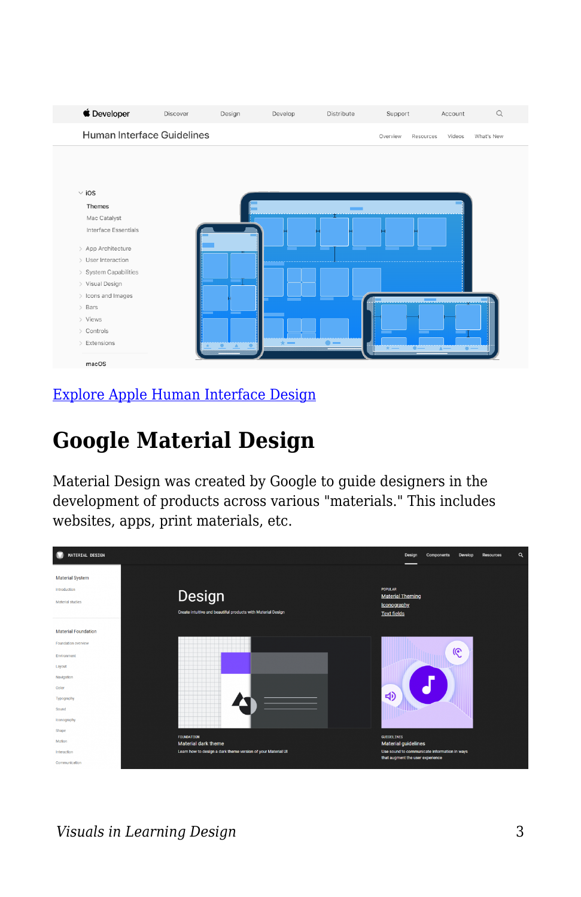[Explore Apple Human Interface Design]

## Google Material Design

Material Design was created by Google to guide designers in the development of products across various "materials." This includes websites, apps, print materials, etc.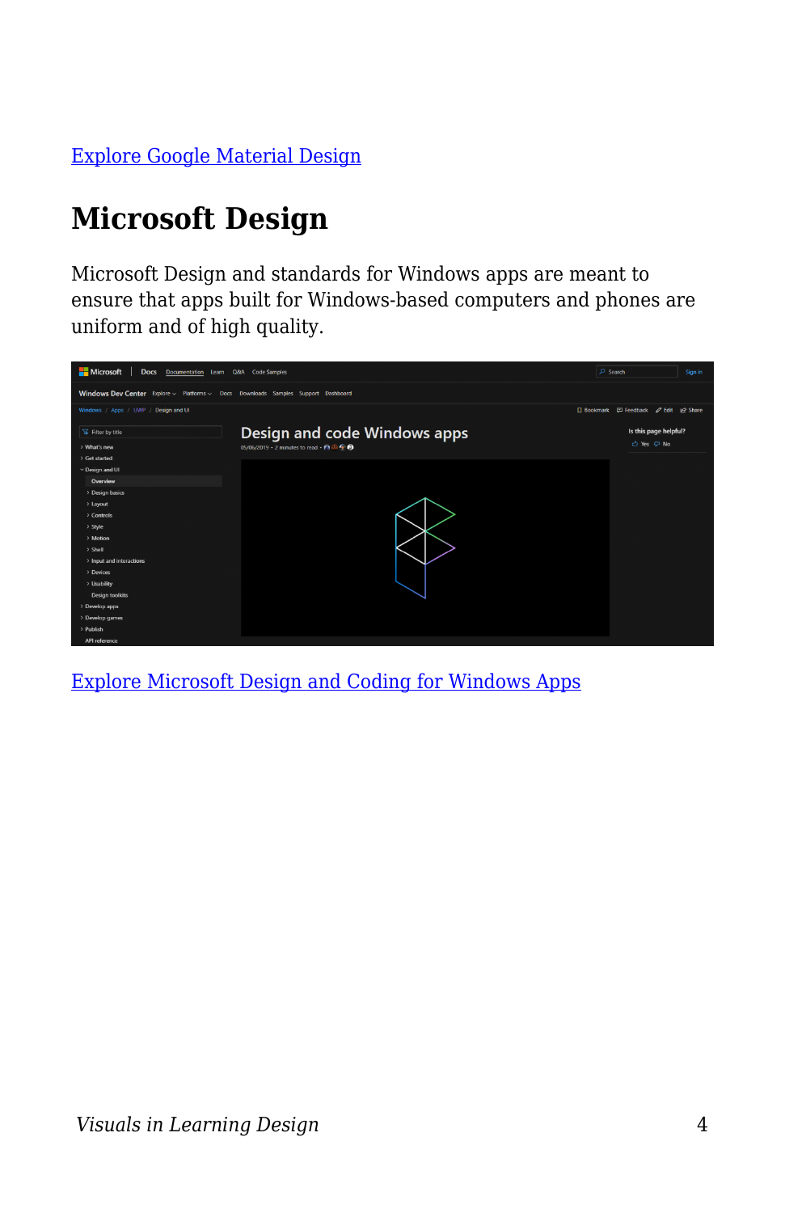[Explore Google Material Design]

## Microsoft Design

Microsoft Design and standards for Windows apps are meant to ensure that apps built for Windows-based computers and phones are uniform and of high quality.

[Explore Microsoft Design and Coding for Windows Apps]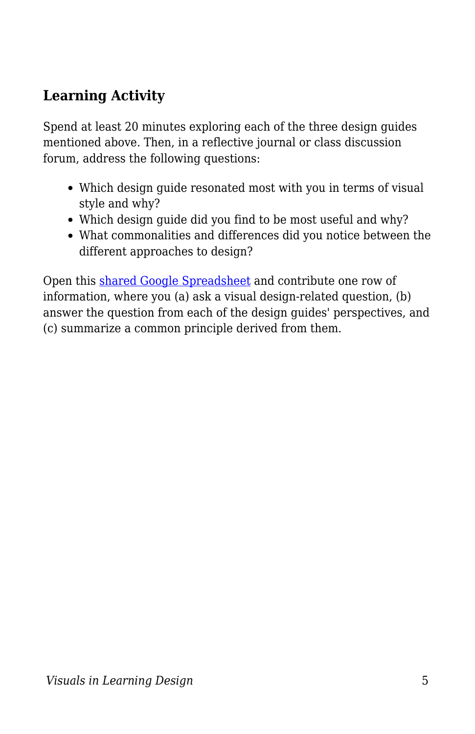### Learning Activity

Spend at least 20 minutes exploring each of the three design guides mentioned above. Then, in a reflective journal or class discussion forum, address the following questions:

- Which design guide resonated most with you in terms of visual style and why?
- Which design guide did you find to be most useful and why?
- What commonalities and differences did you notice between the different approaches to design?

Open this shared Google Spreadsheet and contribute one row of information, where you (a) ask a visual design-related question, (b) answer the question from each of the design guides' perspectives, and (c) summarize a common principle derived from them.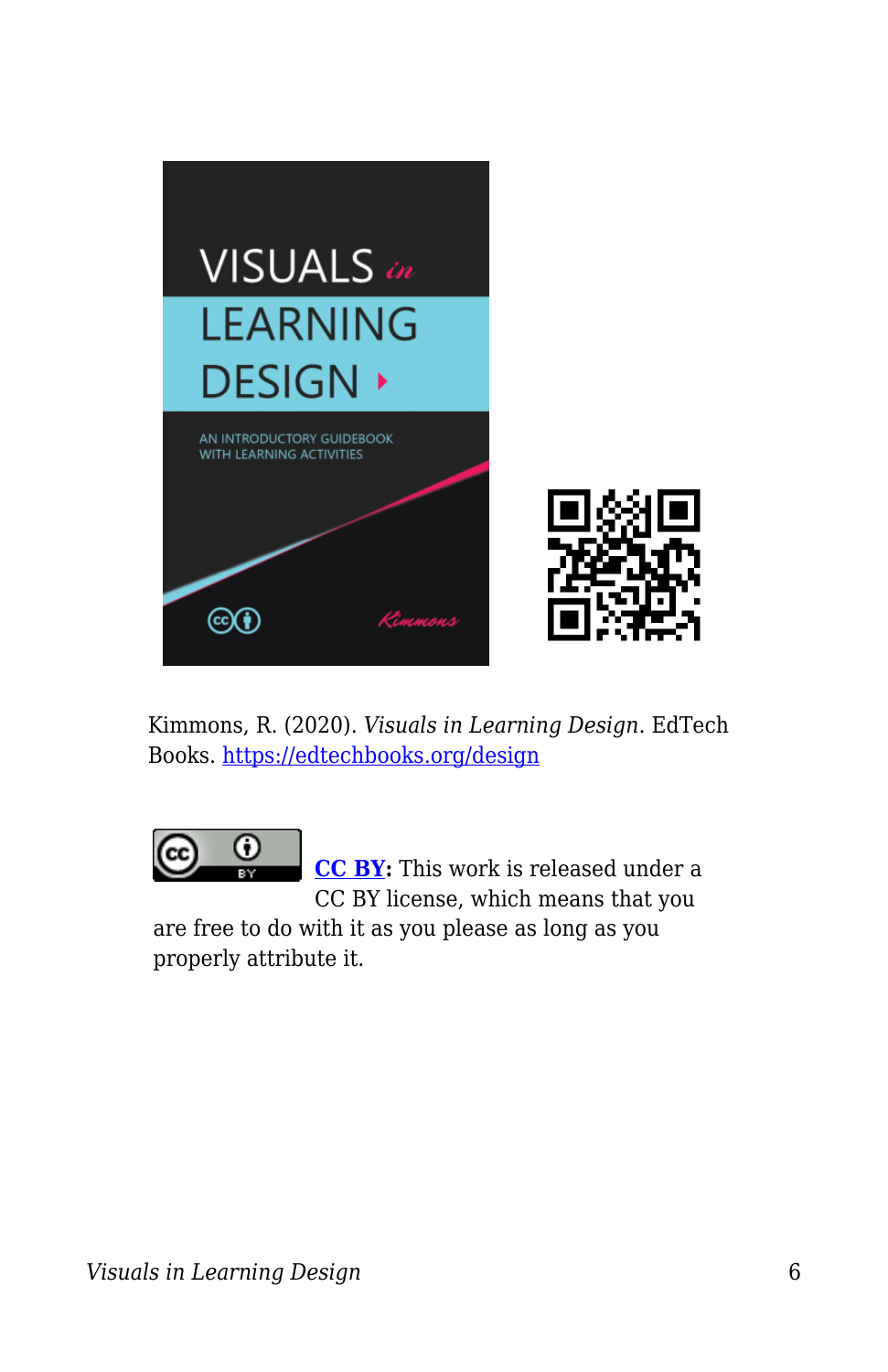Kimmons, R. (2020). *Visuals in Learning Design*. EdTech Books. [https://edtechbooks.org/design](https://edtechbooks.org/design)

**[CC BY](https://creativecommons.org/licenses/by/4.0/):** This work is released under a CC BY license, which means that you are free to do with it as you please as long as you properly attribute it.